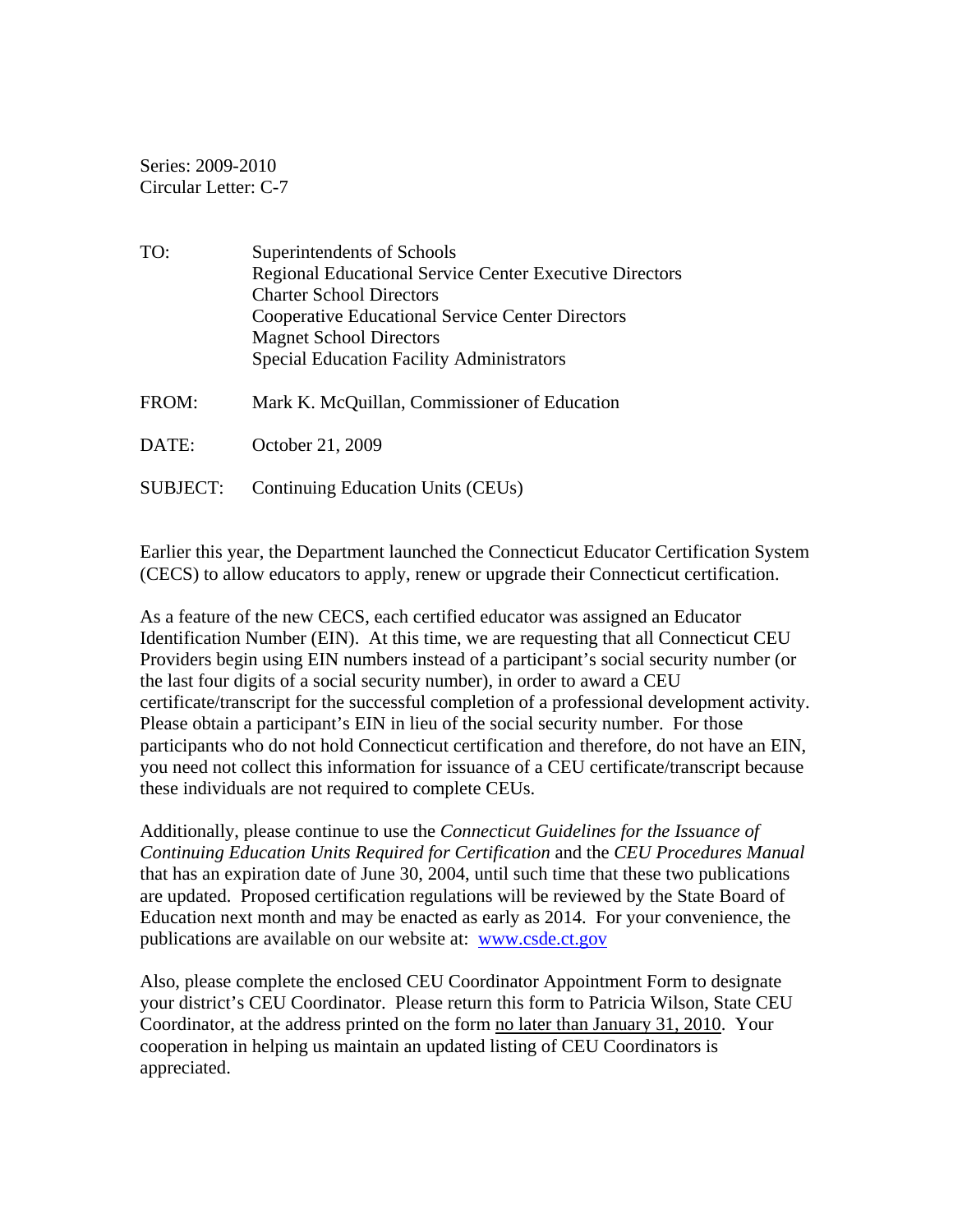Series: 2009-2010
Circular Letter: C-7

| | |
|---|---|
| TO: | Superintendents of Schools<br>Regional Educational Service Center Executive Directors<br>Charter School Directors<br>Cooperative Educational Service Center Directors<br>Magnet School Directors<br>Special Education Facility Administrators |
| FROM: | Mark K. McQuillan, Commissioner of Education |
| DATE: | October 21, 2009 |
| SUBJECT: | Continuing Education Units (CEUs) |

Earlier this year, the Department launched the Connecticut Educator Certification System (CECS) to allow educators to apply, renew or upgrade their Connecticut certification.

As a feature of the new CECS, each certified educator was assigned an Educator Identification Number (EIN). At this time, we are requesting that all Connecticut CEU Providers begin using EIN numbers instead of a participant's social security number (or the last four digits of a social security number), in order to award a CEU certificate/transcript for the successful completion of a professional development activity. Please obtain a participant's EIN in lieu of the social security number. For those participants who do not hold Connecticut certification and therefore, do not have an EIN, you need not collect this information for issuance of a CEU certificate/transcript because these individuals are not required to complete CEUs.

Additionally, please continue to use the *Connecticut Guidelines for the Issuance of Continuing Education Units Required for Certification* and the *CEU Procedures Manual* that has an expiration date of June 30, 2004, until such time that these two publications are updated. Proposed certification regulations will be reviewed by the State Board of Education next month and may be enacted as early as 2014. For your convenience, the publications are available on our website at: [www.csde.ct.gov](http://www.csde.ct.gov)

Also, please complete the enclosed CEU Coordinator Appointment Form to designate your district's CEU Coordinator. Please return this form to Patricia Wilson, State CEU Coordinator, at the address printed on the form <u>no later than January 31, 2010</u>. Your cooperation in helping us maintain an updated listing of CEU Coordinators is appreciated.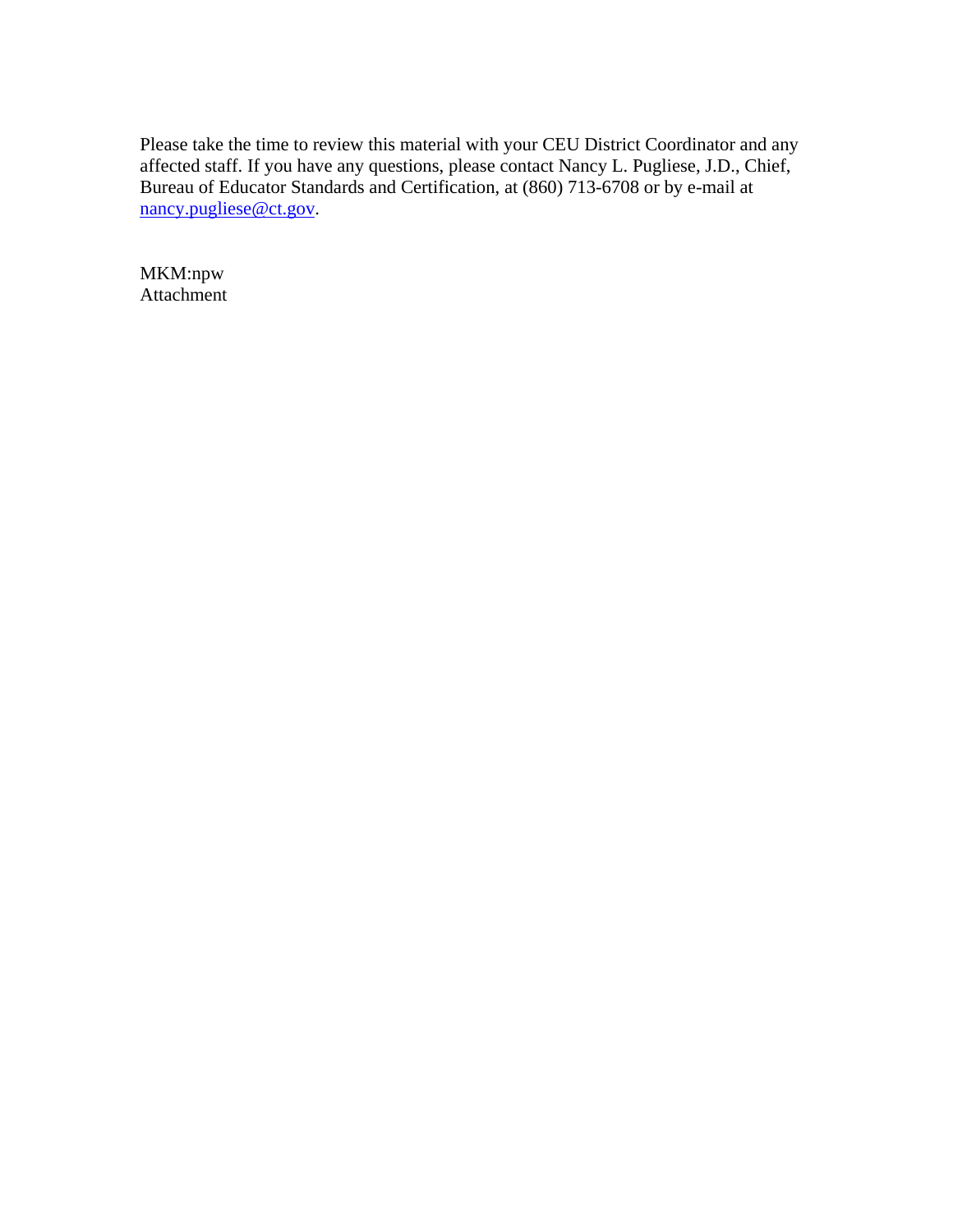Please take the time to review this material with your CEU District Coordinator and any affected staff. If you have any questions, please contact Nancy L. Pugliese, J.D., Chief, Bureau of Educator Standards and Certification, at (860) 713-6708 or by e-mail at nancy.pugliese@ct.gov.

MKM:npw  
Attachment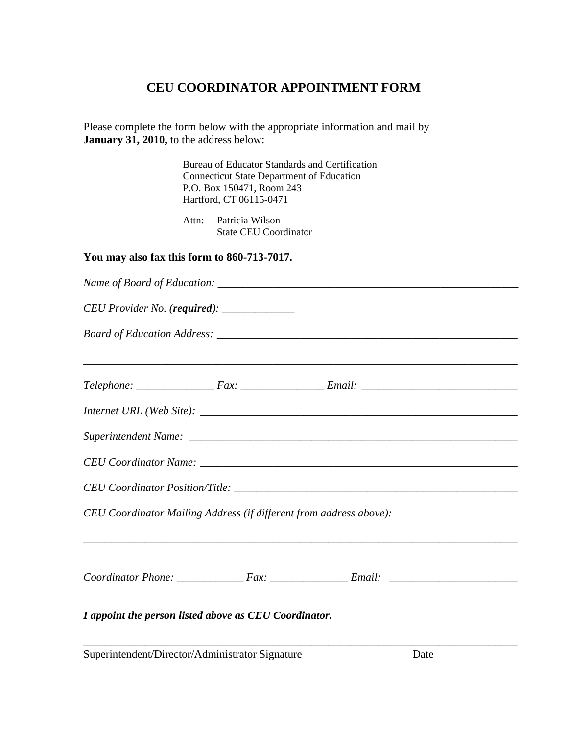# CEU COORDINATOR APPOINTMENT FORM

Please complete the form below with the appropriate information and mail by **January 31, 2010,** to the address below:

> Bureau of Educator Standards and Certification
> Connecticut State Department of Education
> P.O. Box 150471, Room 243
> Hartford, CT 06115-0471
>
> Attn: Patricia Wilson
> State CEU Coordinator

**You may also fax this form to 860-713-7017.**

*Name of Board of Education:* ________________________________________________________

*CEU Provider No. (**required**):* _____________

*Board of Education Address:* ________________________________________________________

______________________________________________________________________________

*Telephone:* ______________ *Fax:* _______________ *Email:* ____________________________

*Internet URL (Web Site):* ___________________________________________________________

*Superintendent Name:* ______________________________________________________________

*CEU Coordinator Name:* _____________________________________________________________

*CEU Coordinator Position/Title:* _____________________________________________________

*CEU Coordinator Mailing Address (if different from address above):*

______________________________________________________________________________

*Coordinator Phone:* ____________ *Fax:* ______________ *Email:* _______________________

***I appoint the person listed above as CEU Coordinator.***

______________________________________________________________________________

Superintendent/Director/Administrator Signature Date